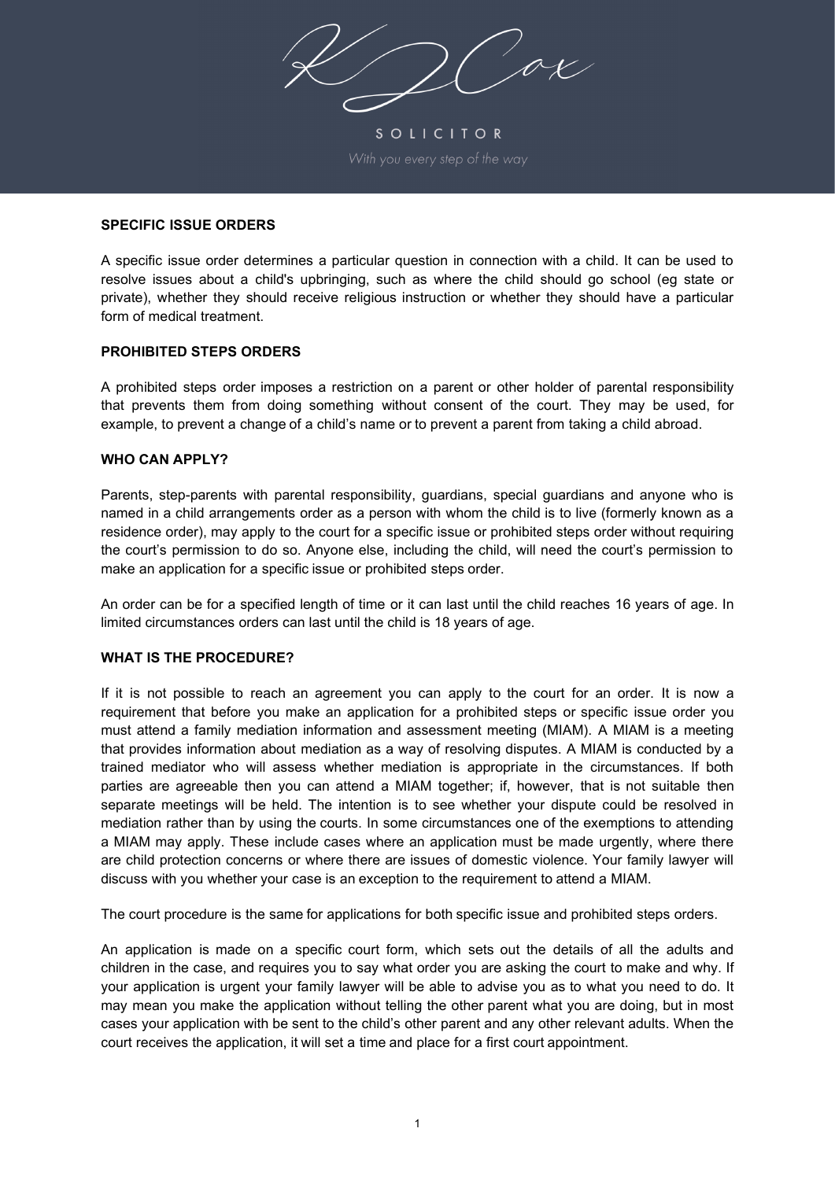KJ Cox

SOLICITOR

*With you every step of the way*

## SPECIFIC ISSUE ORDERS

A specific issue order determines a particular question in connection with a child. It can be used to resolve issues about a child's upbringing, such as where the child should go school (eg state or private), whether they should receive religious instruction or whether they should have a particular form of medical treatment.

## PROHIBITED STEPS ORDERS

A prohibited steps order imposes a restriction on a parent or other holder of parental responsibility that prevents them from doing something without consent of the court. They may be used, for example, to prevent a change of a child's name or to prevent a parent from taking a child abroad.

## WHO CAN APPLY?

Parents, step-parents with parental responsibility, guardians, special guardians and anyone who is named in a child arrangements order as a person with whom the child is to live (formerly known as a residence order), may apply to the court for a specific issue or prohibited steps order without requiring the court's permission to do so. Anyone else, including the child, will need the court's permission to make an application for a specific issue or prohibited steps order.

An order can be for a specified length of time or it can last until the child reaches 16 years of age. In limited circumstances orders can last until the child is 18 years of age.

## WHAT IS THE PROCEDURE?

If it is not possible to reach an agreement you can apply to the court for an order. It is now a requirement that before you make an application for a prohibited steps or specific issue order you must attend a family mediation information and assessment meeting (MIAM). A MIAM is a meeting that provides information about mediation as a way of resolving disputes. A MIAM is conducted by a trained mediator who will assess whether mediation is appropriate in the circumstances. If both parties are agreeable then you can attend a MIAM together; if, however, that is not suitable then separate meetings will be held. The intention is to see whether your dispute could be resolved in mediation rather than by using the courts. In some circumstances one of the exemptions to attending a MIAM may apply. These include cases where an application must be made urgently, where there are child protection concerns or where there are issues of domestic violence. Your family lawyer will discuss with you whether your case is an exception to the requirement to attend a MIAM.

The court procedure is the same for applications for both specific issue and prohibited steps orders.

An application is made on a specific court form, which sets out the details of all the adults and children in the case, and requires you to say what order you are asking the court to make and why. If your application is urgent your family lawyer will be able to advise you as to what you need to do. It may mean you make the application without telling the other parent what you are doing, but in most cases your application with be sent to the child's other parent and any other relevant adults. When the court receives the application, it will set a time and place for a first court appointment.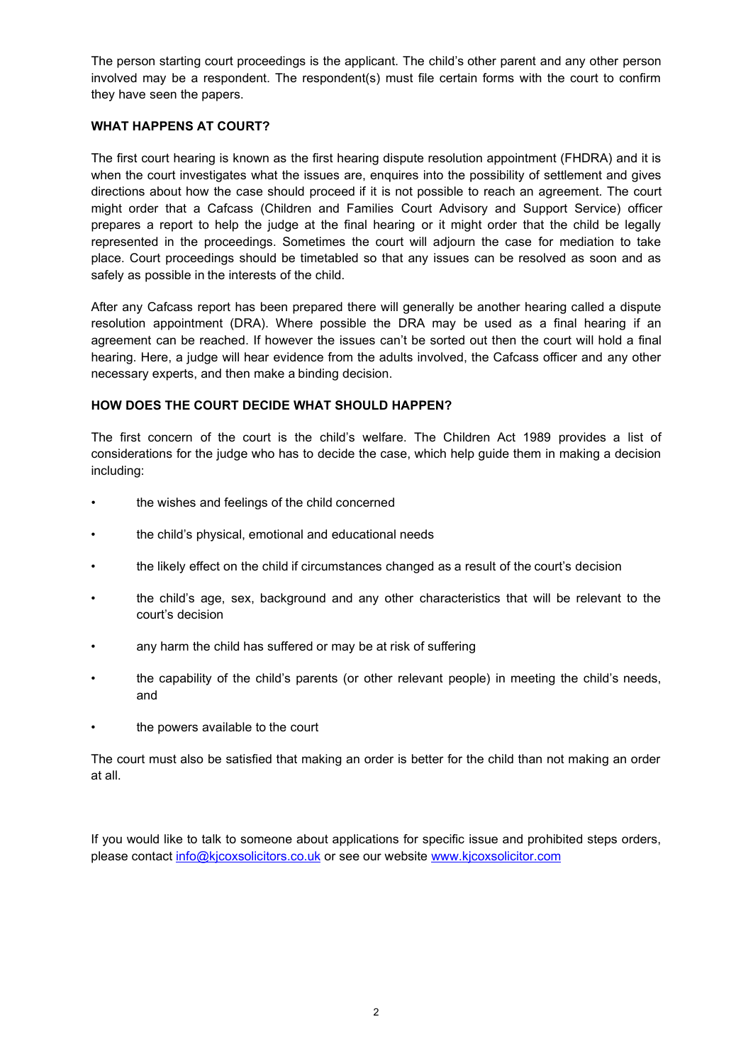The person starting court proceedings is the applicant. The child's other parent and any other person involved may be a respondent. The respondent(s) must file certain forms with the court to confirm they have seen the papers.

**WHAT HAPPENS AT COURT?**

The first court hearing is known as the first hearing dispute resolution appointment (FHDRA) and it is when the court investigates what the issues are, enquires into the possibility of settlement and gives directions about how the case should proceed if it is not possible to reach an agreement. The court might order that a Cafcass (Children and Families Court Advisory and Support Service) officer prepares a report to help the judge at the final hearing or it might order that the child be legally represented in the proceedings. Sometimes the court will adjourn the case for mediation to take place. Court proceedings should be timetabled so that any issues can be resolved as soon and as safely as possible in the interests of the child.

After any Cafcass report has been prepared there will generally be another hearing called a dispute resolution appointment (DRA). Where possible the DRA may be used as a final hearing if an agreement can be reached. If however the issues can't be sorted out then the court will hold a final hearing. Here, a judge will hear evidence from the adults involved, the Cafcass officer and any other necessary experts, and then make a binding decision.

**HOW DOES THE COURT DECIDE WHAT SHOULD HAPPEN?**

The first concern of the court is the child's welfare. The Children Act 1989 provides a list of considerations for the judge who has to decide the case, which help guide them in making a decision including:

- the wishes and feelings of the child concerned
- the child's physical, emotional and educational needs
- the likely effect on the child if circumstances changed as a result of the court's decision
- the child's age, sex, background and any other characteristics that will be relevant to the court's decision
- any harm the child has suffered or may be at risk of suffering
- the capability of the child's parents (or other relevant people) in meeting the child's needs, and
- the powers available to the court

The court must also be satisfied that making an order is better for the child than not making an order at all.

If you would like to talk to someone about applications for specific issue and prohibited steps orders, please contact info@kjcoxsolicitors.co.uk or see our website www.kjcoxsolicitor.com